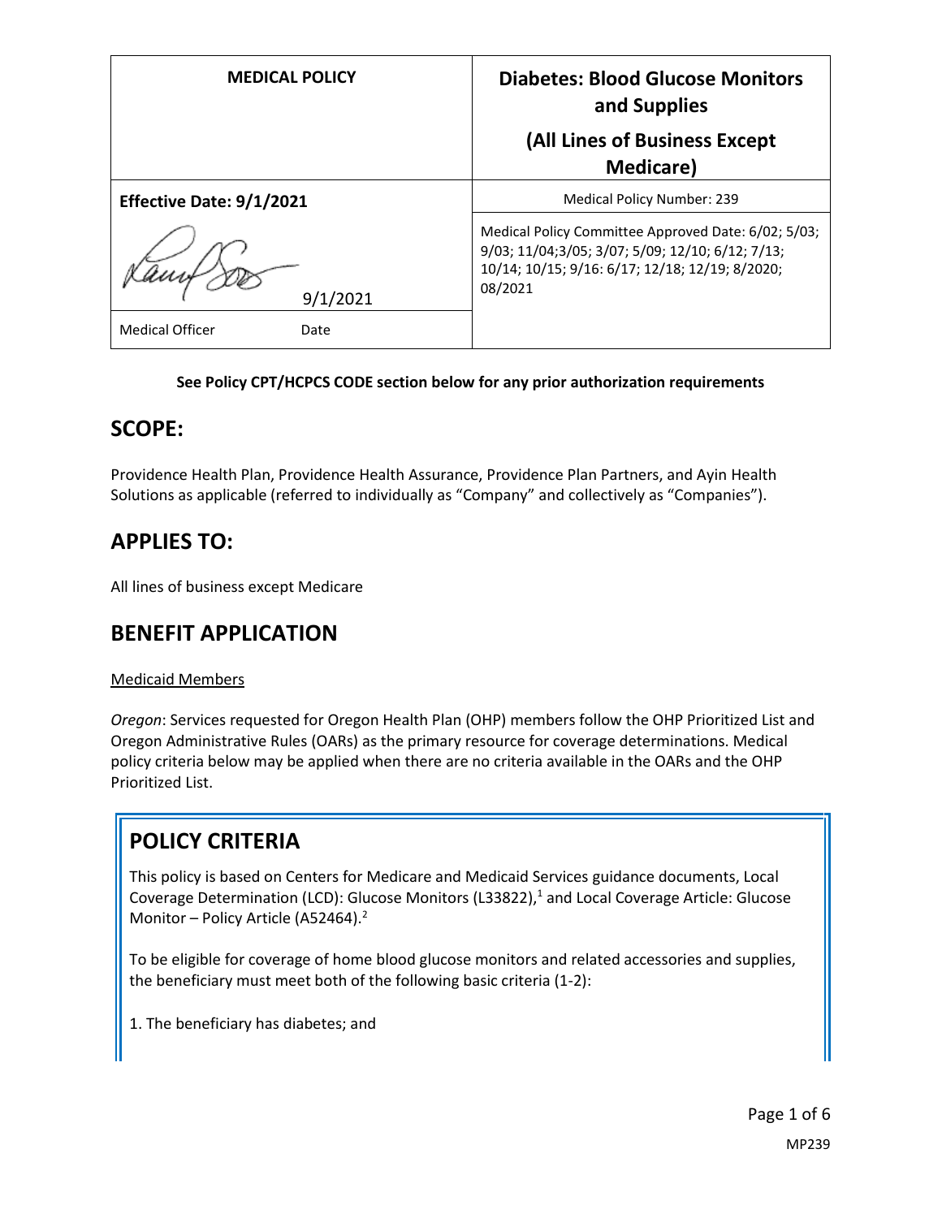| MEDICAL POLICY | Diabetes: Blood Glucose Monitors and Supplies (All Lines of Business Except Medicare) |
| --- | --- |
| **Effective Date: 9/1/2021** | Medical Policy Number: 239 |
| 9/1/2021 | Medical Policy Committee Approved Date: 6/02; 5/03; 9/03; 11/04;3/05; 3/07; 5/09; 12/10; 6/12; 7/13; 10/14; 10/15; 9/16: 6/17; 12/18; 12/19; 8/2020; 08/2021 |
| Medical Officer Date | |

**See Policy CPT/HCPCS CODE section below for any prior authorization requirements**

## SCOPE:

Providence Health Plan, Providence Health Assurance, Providence Plan Partners, and Ayin Health Solutions as applicable (referred to individually as "Company" and collectively as "Companies").

## APPLIES TO:

All lines of business except Medicare

## BENEFIT APPLICATION

Medicaid Members

*Oregon*: Services requested for Oregon Health Plan (OHP) members follow the OHP Prioritized List and Oregon Administrative Rules (OARs) as the primary resource for coverage determinations. Medical policy criteria below may be applied when there are no criteria available in the OARs and the OHP Prioritized List.

## POLICY CRITERIA

This policy is based on Centers for Medicare and Medicaid Services guidance documents, Local Coverage Determination (LCD): Glucose Monitors (L33822),[1] and Local Coverage Article: Glucose Monitor – Policy Article (A52464).[2]

To be eligible for coverage of home blood glucose monitors and related accessories and supplies, the beneficiary must meet both of the following basic criteria (1-2):

1. The beneficiary has diabetes; and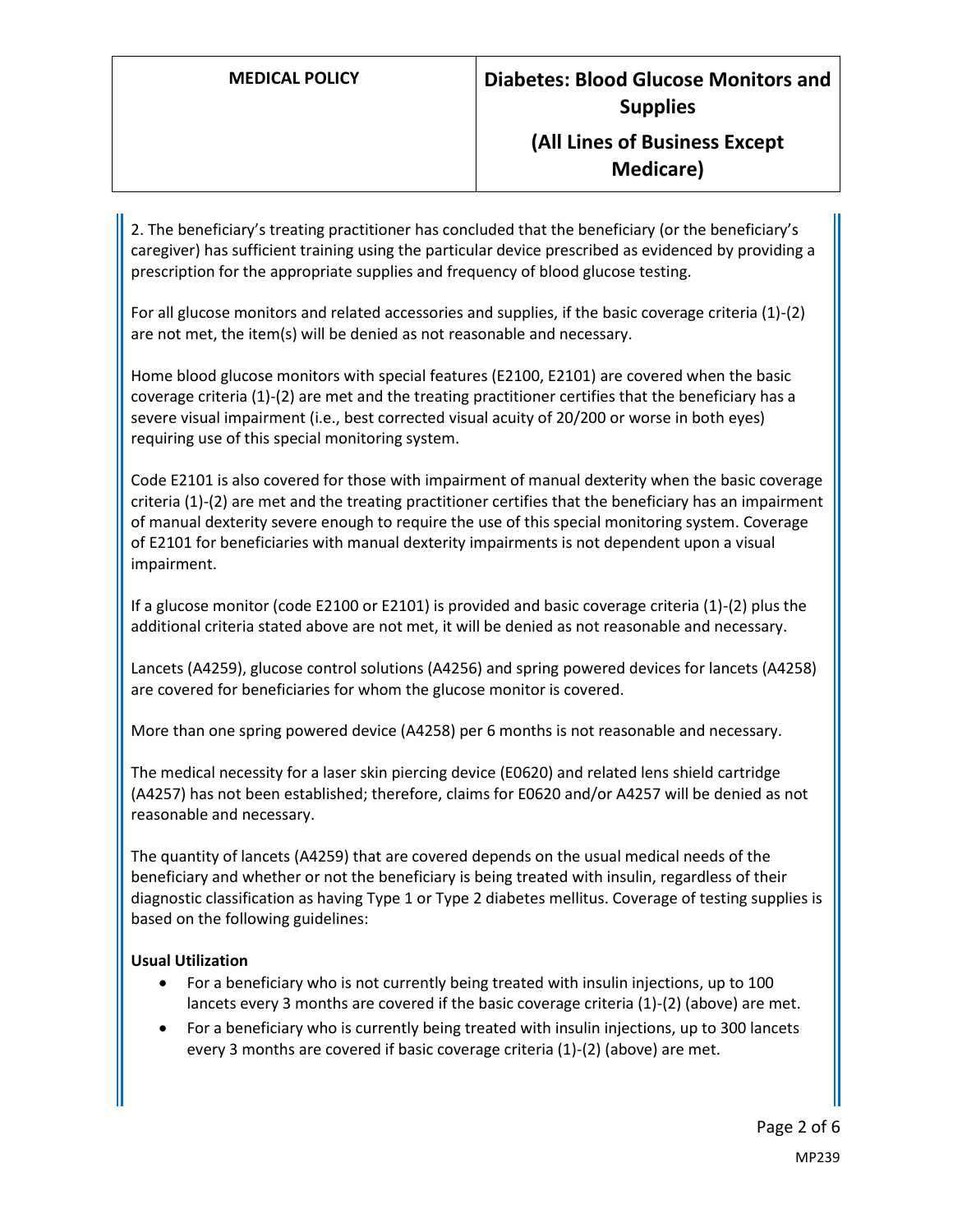2. The beneficiary's treating practitioner has concluded that the beneficiary (or the beneficiary's caregiver) has sufficient training using the particular device prescribed as evidenced by providing a prescription for the appropriate supplies and frequency of blood glucose testing.

For all glucose monitors and related accessories and supplies, if the basic coverage criteria (1)-(2) are not met, the item(s) will be denied as not reasonable and necessary.

Home blood glucose monitors with special features (E2100, E2101) are covered when the basic coverage criteria (1)-(2) are met and the treating practitioner certifies that the beneficiary has a severe visual impairment (i.e., best corrected visual acuity of 20/200 or worse in both eyes) requiring use of this special monitoring system.

Code E2101 is also covered for those with impairment of manual dexterity when the basic coverage criteria (1)-(2) are met and the treating practitioner certifies that the beneficiary has an impairment of manual dexterity severe enough to require the use of this special monitoring system. Coverage of E2101 for beneficiaries with manual dexterity impairments is not dependent upon a visual impairment.

If a glucose monitor (code E2100 or E2101) is provided and basic coverage criteria (1)-(2) plus the additional criteria stated above are not met, it will be denied as not reasonable and necessary.

Lancets (A4259), glucose control solutions (A4256) and spring powered devices for lancets (A4258) are covered for beneficiaries for whom the glucose monitor is covered.

More than one spring powered device (A4258) per 6 months is not reasonable and necessary.

The medical necessity for a laser skin piercing device (E0620) and related lens shield cartridge (A4257) has not been established; therefore, claims for E0620 and/or A4257 will be denied as not reasonable and necessary.

The quantity of lancets (A4259) that are covered depends on the usual medical needs of the beneficiary and whether or not the beneficiary is being treated with insulin, regardless of their diagnostic classification as having Type 1 or Type 2 diabetes mellitus. Coverage of testing supplies is based on the following guidelines:

**Usual Utilization**

- For a beneficiary who is not currently being treated with insulin injections, up to 100 lancets every 3 months are covered if the basic coverage criteria (1)-(2) (above) are met.
- For a beneficiary who is currently being treated with insulin injections, up to 300 lancets every 3 months are covered if basic coverage criteria (1)-(2) (above) are met.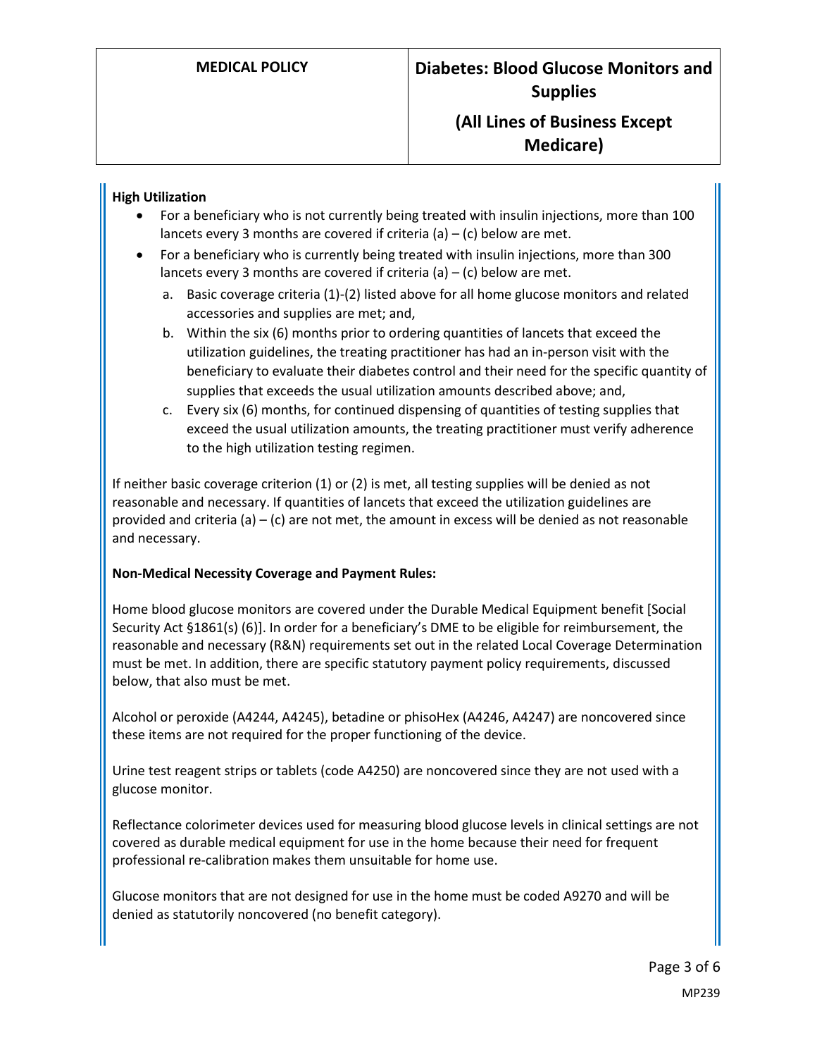**High Utilization**

- For a beneficiary who is not currently being treated with insulin injections, more than 100 lancets every 3 months are covered if criteria (a) – (c) below are met.
- For a beneficiary who is currently being treated with insulin injections, more than 300 lancets every 3 months are covered if criteria (a) – (c) below are met.
  a. Basic coverage criteria (1)-(2) listed above for all home glucose monitors and related accessories and supplies are met; and,
  b. Within the six (6) months prior to ordering quantities of lancets that exceed the utilization guidelines, the treating practitioner has had an in-person visit with the beneficiary to evaluate their diabetes control and their need for the specific quantity of supplies that exceeds the usual utilization amounts described above; and,
  c. Every six (6) months, for continued dispensing of quantities of testing supplies that exceed the usual utilization amounts, the treating practitioner must verify adherence to the high utilization testing regimen.

If neither basic coverage criterion (1) or (2) is met, all testing supplies will be denied as not reasonable and necessary. If quantities of lancets that exceed the utilization guidelines are provided and criteria (a) – (c) are not met, the amount in excess will be denied as not reasonable and necessary.

**Non-Medical Necessity Coverage and Payment Rules:**

Home blood glucose monitors are covered under the Durable Medical Equipment benefit [Social Security Act §1861(s) (6)]. In order for a beneficiary's DME to be eligible for reimbursement, the reasonable and necessary (R&N) requirements set out in the related Local Coverage Determination must be met. In addition, there are specific statutory payment policy requirements, discussed below, that also must be met.

Alcohol or peroxide (A4244, A4245), betadine or phisoHex (A4246, A4247) are noncovered since these items are not required for the proper functioning of the device.

Urine test reagent strips or tablets (code A4250) are noncovered since they are not used with a glucose monitor.

Reflectance colorimeter devices used for measuring blood glucose levels in clinical settings are not covered as durable medical equipment for use in the home because their need for frequent professional re-calibration makes them unsuitable for home use.

Glucose monitors that are not designed for use in the home must be coded A9270 and will be denied as statutorily noncovered (no benefit category).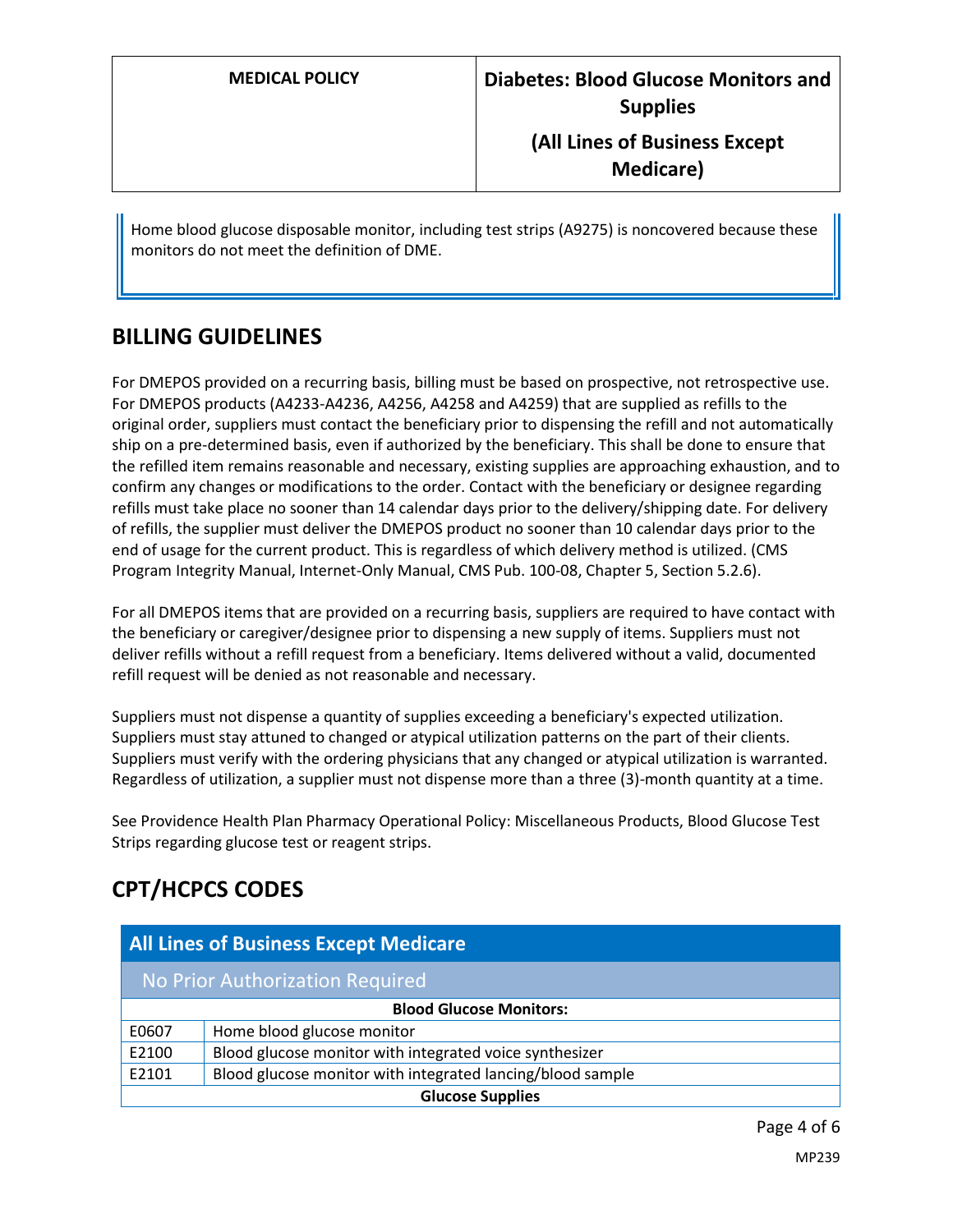Home blood glucose disposable monitor, including test strips (A9275) is noncovered because these monitors do not meet the definition of DME.

## BILLING GUIDELINES

For DMEPOS provided on a recurring basis, billing must be based on prospective, not retrospective use. For DMEPOS products (A4233-A4236, A4256, A4258 and A4259) that are supplied as refills to the original order, suppliers must contact the beneficiary prior to dispensing the refill and not automatically ship on a pre-determined basis, even if authorized by the beneficiary. This shall be done to ensure that the refilled item remains reasonable and necessary, existing supplies are approaching exhaustion, and to confirm any changes or modifications to the order. Contact with the beneficiary or designee regarding refills must take place no sooner than 14 calendar days prior to the delivery/shipping date. For delivery of refills, the supplier must deliver the DMEPOS product no sooner than 10 calendar days prior to the end of usage for the current product. This is regardless of which delivery method is utilized. (CMS Program Integrity Manual, Internet-Only Manual, CMS Pub. 100-08, Chapter 5, Section 5.2.6).

For all DMEPOS items that are provided on a recurring basis, suppliers are required to have contact with the beneficiary or caregiver/designee prior to dispensing a new supply of items. Suppliers must not deliver refills without a refill request from a beneficiary. Items delivered without a valid, documented refill request will be denied as not reasonable and necessary.

Suppliers must not dispense a quantity of supplies exceeding a beneficiary's expected utilization. Suppliers must stay attuned to changed or atypical utilization patterns on the part of their clients. Suppliers must verify with the ordering physicians that any changed or atypical utilization is warranted. Regardless of utilization, a supplier must not dispense more than a three (3)-month quantity at a time.

See Providence Health Plan Pharmacy Operational Policy: Miscellaneous Products, Blood Glucose Test Strips regarding glucose test or reagent strips.

## CPT/HCPCS CODES

| All Lines of Business Except Medicare | |
|---|---|
| No Prior Authorization Required | |
| **Blood Glucose Monitors:** | |
| E0607 | Home blood glucose monitor |
| E2100 | Blood glucose monitor with integrated voice synthesizer |
| E2101 | Blood glucose monitor with integrated lancing/blood sample |
| **Glucose Supplies** | |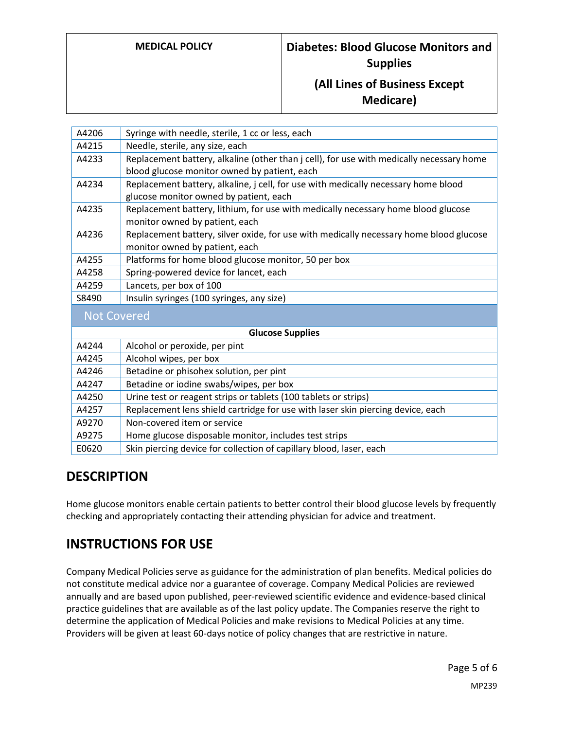| | |
|---|---|
| A4206 | Syringe with needle, sterile, 1 cc or less, each |
| A4215 | Needle, sterile, any size, each |
| A4233 | Replacement battery, alkaline (other than j cell), for use with medically necessary home blood glucose monitor owned by patient, each |
| A4234 | Replacement battery, alkaline, j cell, for use with medically necessary home blood glucose monitor owned by patient, each |
| A4235 | Replacement battery, lithium, for use with medically necessary home blood glucose monitor owned by patient, each |
| A4236 | Replacement battery, silver oxide, for use with medically necessary home blood glucose monitor owned by patient, each |
| A4255 | Platforms for home blood glucose monitor, 50 per box |
| A4258 | Spring-powered device for lancet, each |
| A4259 | Lancets, per box of 100 |
| S8490 | Insulin syringes (100 syringes, any size) |
| **Not Covered** | |
| **Glucose Supplies** | |
| A4244 | Alcohol or peroxide, per pint |
| A4245 | Alcohol wipes, per box |
| A4246 | Betadine or phisohex solution, per pint |
| A4247 | Betadine or iodine swabs/wipes, per box |
| A4250 | Urine test or reagent strips or tablets (100 tablets or strips) |
| A4257 | Replacement lens shield cartridge for use with laser skin piercing device, each |
| A9270 | Non-covered item or service |
| A9275 | Home glucose disposable monitor, includes test strips |
| E0620 | Skin piercing device for collection of capillary blood, laser, each |

## DESCRIPTION

Home glucose monitors enable certain patients to better control their blood glucose levels by frequently checking and appropriately contacting their attending physician for advice and treatment.

## INSTRUCTIONS FOR USE

Company Medical Policies serve as guidance for the administration of plan benefits. Medical policies do not constitute medical advice nor a guarantee of coverage. Company Medical Policies are reviewed annually and are based upon published, peer-reviewed scientific evidence and evidence-based clinical practice guidelines that are available as of the last policy update. The Companies reserve the right to determine the application of Medical Policies and make revisions to Medical Policies at any time. Providers will be given at least 60-days notice of policy changes that are restrictive in nature.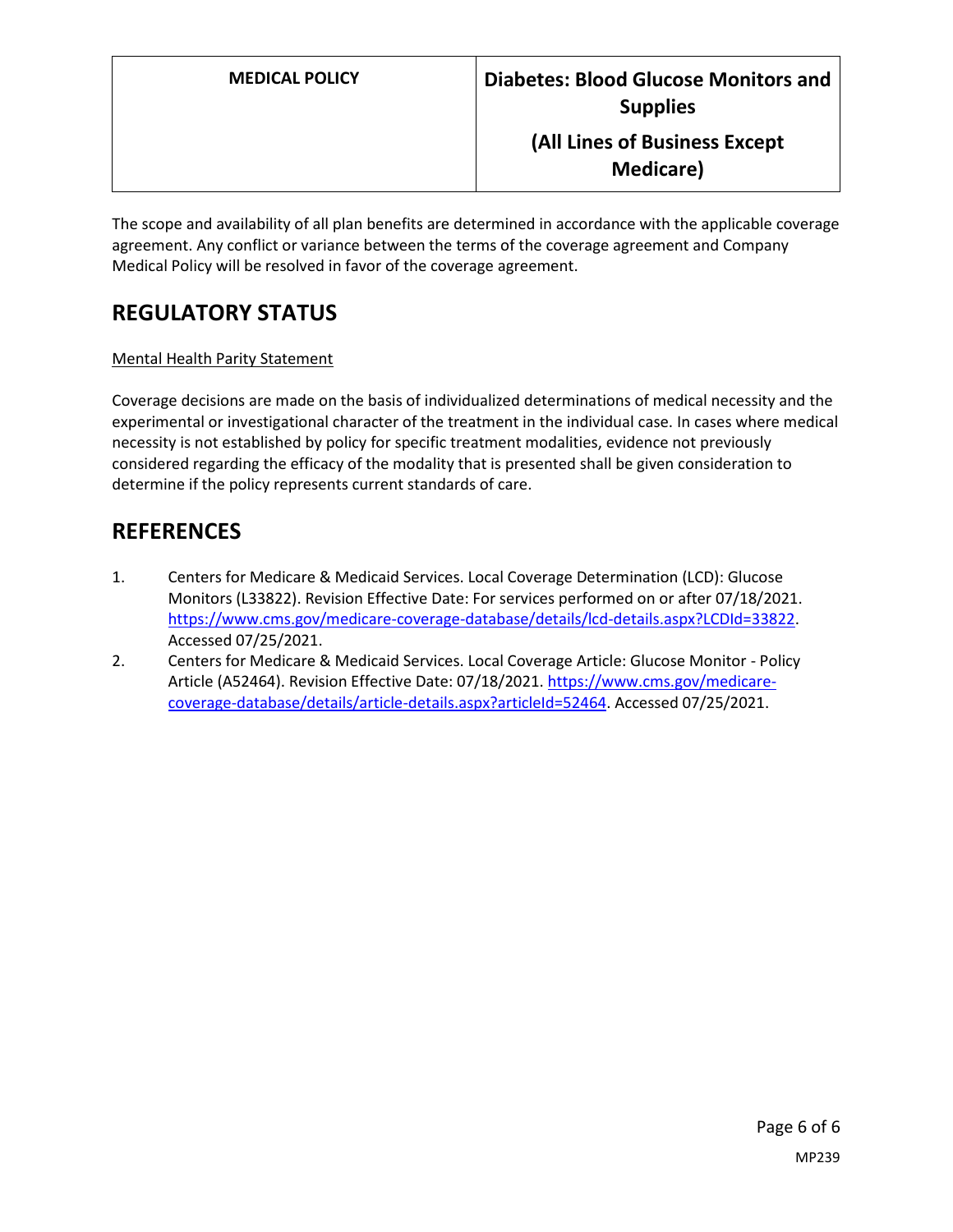The scope and availability of all plan benefits are determined in accordance with the applicable coverage agreement. Any conflict or variance between the terms of the coverage agreement and Company Medical Policy will be resolved in favor of the coverage agreement.

## REGULATORY STATUS

Mental Health Parity Statement

Coverage decisions are made on the basis of individualized determinations of medical necessity and the experimental or investigational character of the treatment in the individual case. In cases where medical necessity is not established by policy for specific treatment modalities, evidence not previously considered regarding the efficacy of the modality that is presented shall be given consideration to determine if the policy represents current standards of care.

## REFERENCES

1. Centers for Medicare & Medicaid Services. Local Coverage Determination (LCD): Glucose Monitors (L33822). Revision Effective Date: For services performed on or after 07/18/2021. https://www.cms.gov/medicare-coverage-database/details/lcd-details.aspx?LCDId=33822. Accessed 07/25/2021.
2. Centers for Medicare & Medicaid Services. Local Coverage Article: Glucose Monitor - Policy Article (A52464). Revision Effective Date: 07/18/2021. https://www.cms.gov/medicare-coverage-database/details/article-details.aspx?articleId=52464. Accessed 07/25/2021.